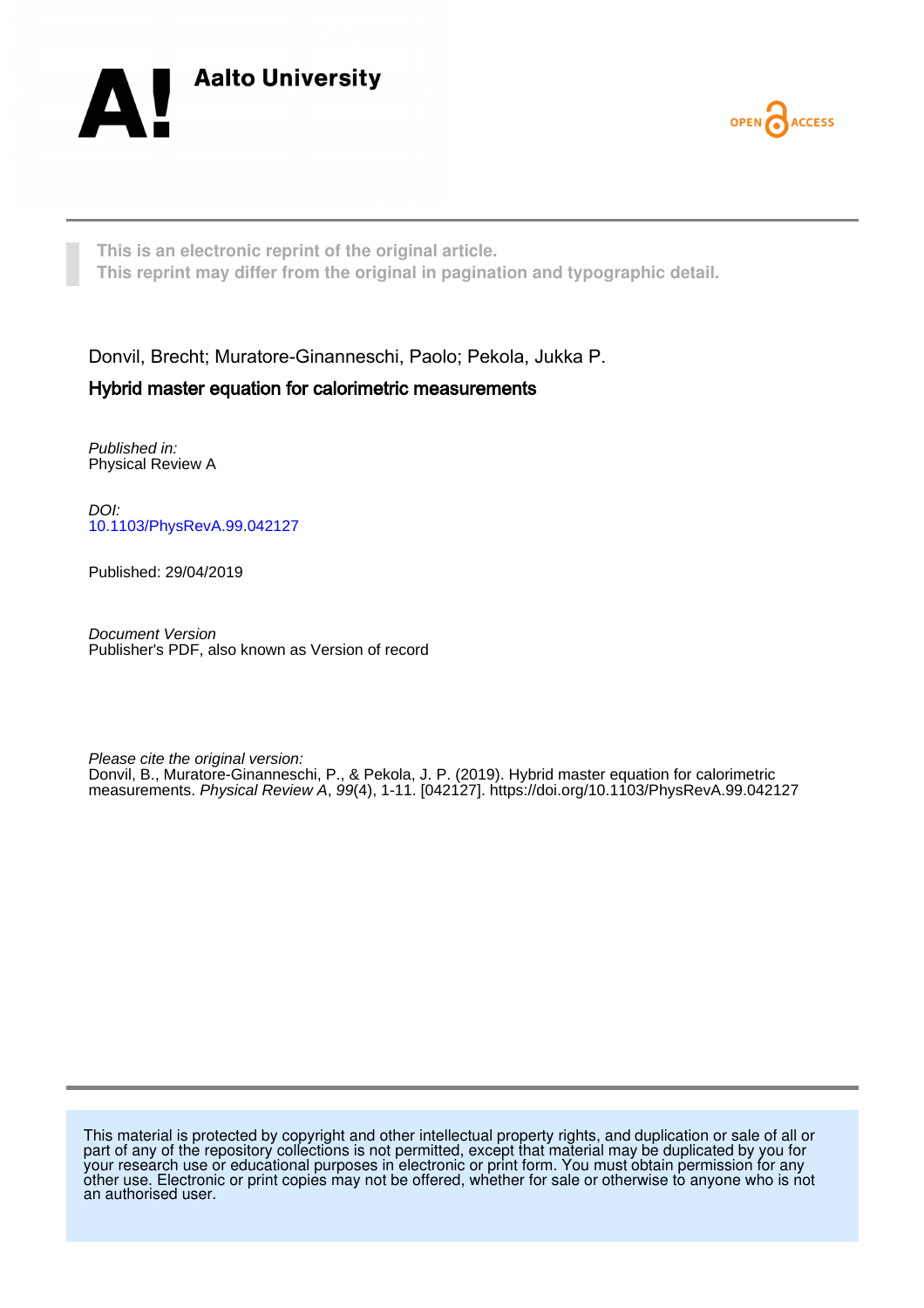Aalto University

OPEN ACCESS

This is an electronic reprint of the original article.
This reprint may differ from the original in pagination and typographic detail.

Donvil, Brecht; Muratore-Ginanneschi, Paolo; Pekola, Jukka P.

# Hybrid master equation for calorimetric measurements

*Published in:*
Physical Review A

*DOI:*
10.1103/PhysRevA.99.042127

Published: 29/04/2019

*Document Version*
Publisher's PDF, also known as Version of record

*Please cite the original version:*
Donvil, B., Muratore-Ginanneschi, P., & Pekola, J. P. (2019). Hybrid master equation for calorimetric measurements. *Physical Review A*, *99*(4), 1-11. [042127]. https://doi.org/10.1103/PhysRevA.99.042127

This material is protected by copyright and other intellectual property rights, and duplication or sale of all or part of any of the repository collections is not permitted, except that material may be duplicated by you for your research use or educational purposes in electronic or print form. You must obtain permission for any other use. Electronic or print copies may not be offered, whether for sale or otherwise to anyone who is not an authorised user.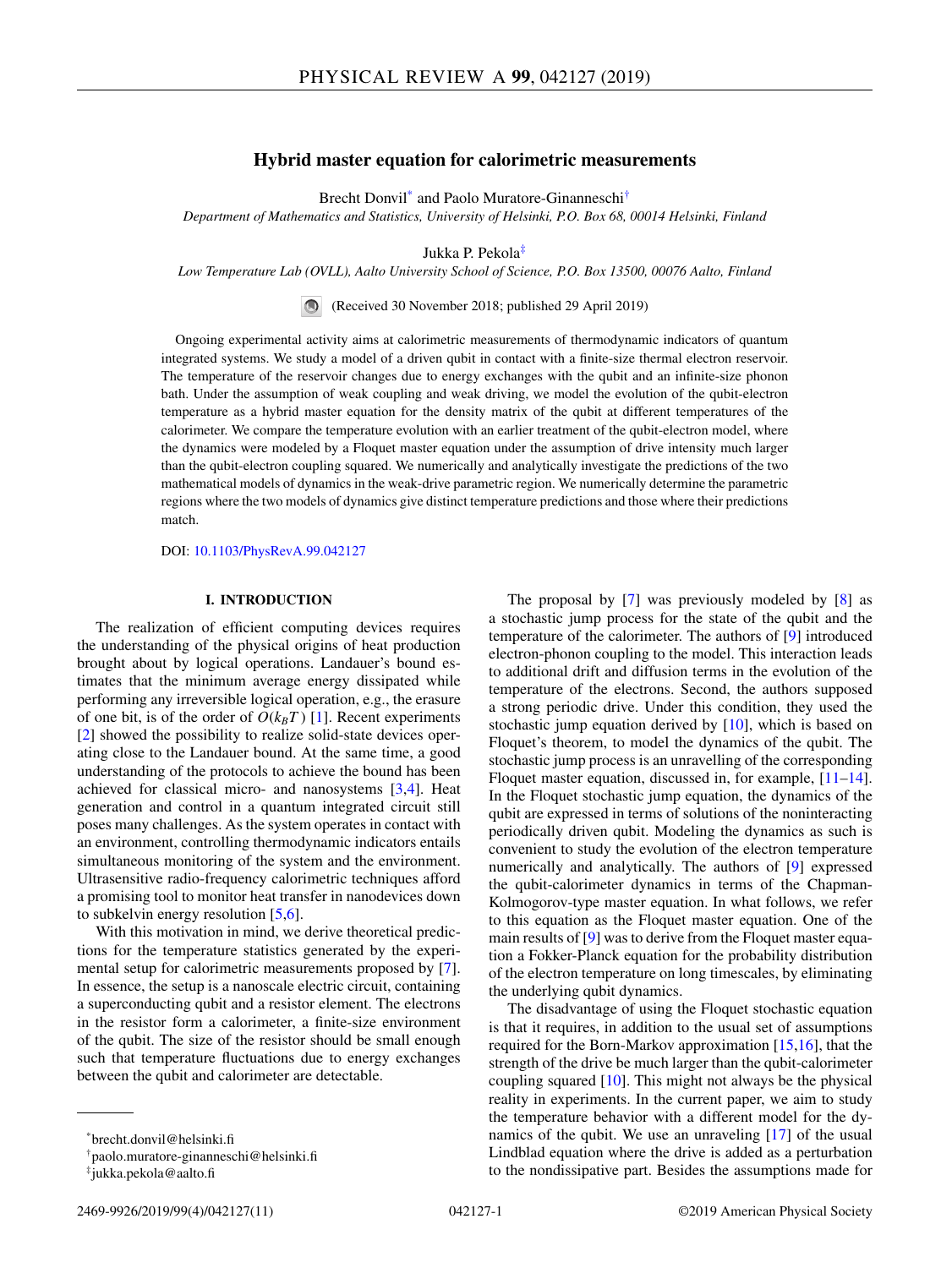# Hybrid master equation for calorimetric measurements

Brecht Donvil[*] and Paolo Muratore-Ginanneschi[†]

*Department of Mathematics and Statistics, University of Helsinki, P.O. Box 68, 00014 Helsinki, Finland*

Jukka P. Pekola[‡]

*Low Temperature Lab (OVLL), Aalto University School of Science, P.O. Box 13500, 00076 Aalto, Finland*

(Received 30 November 2018; published 29 April 2019)

Ongoing experimental activity aims at calorimetric measurements of thermodynamic indicators of quantum integrated systems. We study a model of a driven qubit in contact with a finite-size thermal electron reservoir. The temperature of the reservoir changes due to energy exchanges with the qubit and an infinite-size phonon bath. Under the assumption of weak coupling and weak driving, we model the evolution of the qubit-electron temperature as a hybrid master equation for the density matrix of the qubit at different temperatures of the calorimeter. We compare the temperature evolution with an earlier treatment of the qubit-electron model, where the dynamics were modeled by a Floquet master equation under the assumption of drive intensity much larger than the qubit-electron coupling squared. We numerically and analytically investigate the predictions of the two mathematical models of dynamics in the weak-drive parametric region. We numerically determine the parametric regions where the two models of dynamics give distinct temperature predictions and those where their predictions match.

DOI: 10.1103/PhysRevA.99.042127

## I. INTRODUCTION

The realization of efficient computing devices requires the understanding of the physical origins of heat production brought about by logical operations. Landauer's bound estimates that the minimum average energy dissipated while performing any irreversible logical operation, e.g., the erasure of one bit, is of the order of $O(k_B T)$ [1]. Recent experiments [2] showed the possibility to realize solid-state devices operating close to the Landauer bound. At the same time, a good understanding of the protocols to achieve the bound has been achieved for classical micro- and nanosystems [3,4]. Heat generation and control in a quantum integrated circuit still poses many challenges. As the system operates in contact with an environment, controlling thermodynamic indicators entails simultaneous monitoring of the system and the environment. Ultrasensitive radio-frequency calorimetric techniques afford a promising tool to monitor heat transfer in nanodevices down to subkelvin energy resolution [5,6].

With this motivation in mind, we derive theoretical predictions for the temperature statistics generated by the experimental setup for calorimetric measurements proposed by [7]. In essence, the setup is a nanoscale electric circuit, containing a superconducting qubit and a resistor element. The electrons in the resistor form a calorimeter, a finite-size environment of the qubit. The size of the resistor should be small enough such that temperature fluctuations due to energy exchanges between the qubit and calorimeter are detectable.

The proposal by [7] was previously modeled by [8] as a stochastic jump process for the state of the qubit and the temperature of the calorimeter. The authors of [9] introduced electron-phonon coupling to the model. This interaction leads to additional drift and diffusion terms in the evolution of the temperature of the electrons. Second, the authors supposed a strong periodic drive. Under this condition, they used the stochastic jump equation derived by [10], which is based on Floquet's theorem, to model the dynamics of the qubit. The stochastic jump process is an unravelling of the corresponding Floquet master equation, discussed in, for example, [11–14]. In the Floquet stochastic jump equation, the dynamics of the qubit are expressed in terms of solutions of the noninteracting periodically driven qubit. Modeling the dynamics as such is convenient to study the evolution of the electron temperature numerically and analytically. The authors of [9] expressed the qubit-calorimeter dynamics in terms of the Chapman-Kolmogorov-type master equation. In what follows, we refer to this equation as the Floquet master equation. One of the main results of [9] was to derive from the Floquet master equation a Fokker-Planck equation for the probability distribution of the electron temperature on long timescales, by eliminating the underlying qubit dynamics.

The disadvantage of using the Floquet stochastic equation is that it requires, in addition to the usual set of assumptions required for the Born-Markov approximation [15,16], that the strength of the drive be much larger than the qubit-calorimeter coupling squared [10]. This might not always be the physical reality in experiments. In the current paper, we aim to study the temperature behavior with a different model for the dynamics of the qubit. We use an unraveling [17] of the usual Lindblad equation where the drive is added as a perturbation to the nondissipative part. Besides the assumptions made for

---

[*]brecht.donvil@helsinki.fi

[†]paolo.muratore-ginanneschi@helsinki.fi

[‡]jukka.pekola@aalto.fi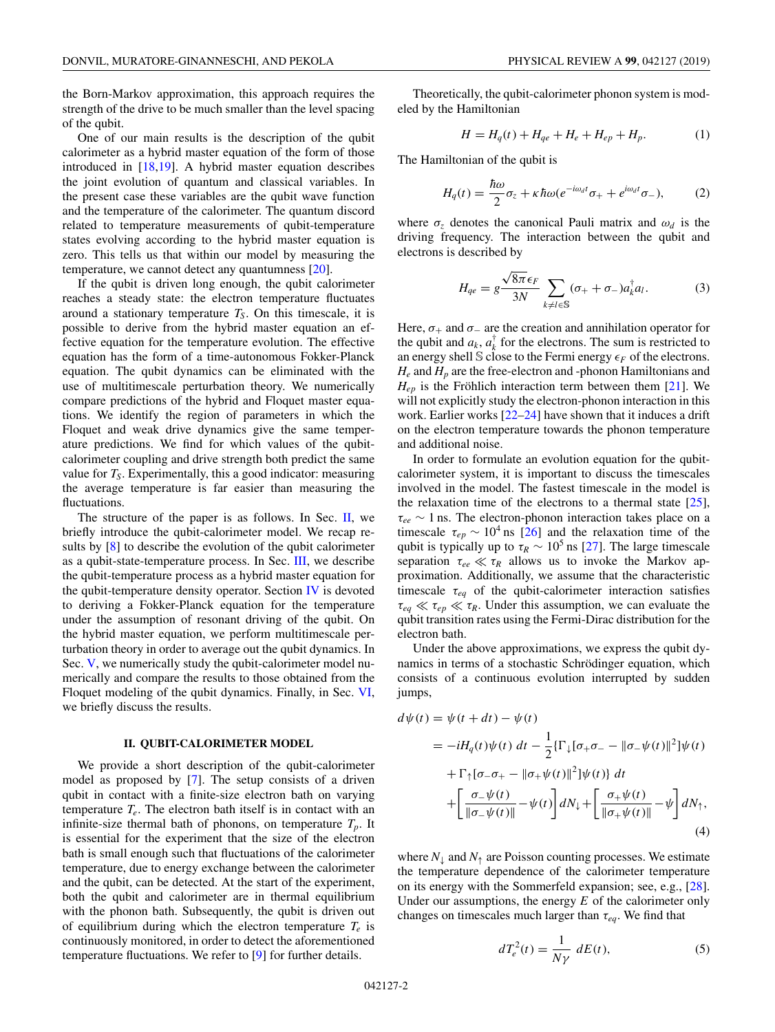the Born-Markov approximation, this approach requires the strength of the drive to be much smaller than the level spacing of the qubit.

One of our main results is the description of the qubit calorimeter as a hybrid master equation of the form of those introduced in [18,19]. A hybrid master equation describes the joint evolution of quantum and classical variables. In the present case these variables are the qubit wave function and the temperature of the calorimeter. The quantum discord related to temperature measurements of qubit-temperature states evolving according to the hybrid master equation is zero. This tells us that within our model by measuring the temperature, we cannot detect any quantumness [20].

If the qubit is driven long enough, the qubit calorimeter reaches a steady state: the electron temperature fluctuates around a stationary temperature $T_S$. On this timescale, it is possible to derive from the hybrid master equation an effective equation for the temperature evolution. The effective equation has the form of a time-autonomous Fokker-Planck equation. The qubit dynamics can be eliminated with the use of multitimescale perturbation theory. We numerically compare predictions of the hybrid and Floquet master equations. We identify the region of parameters in which the Floquet and weak drive dynamics give the same temperature predictions. We find for which values of the qubit-calorimeter coupling and drive strength both predict the same value for $T_S$. Experimentally, this a good indicator: measuring the average temperature is far easier than measuring the fluctuations.

The structure of the paper is as follows. In Sec. II, we briefly introduce the qubit-calorimeter model. We recap results by [8] to describe the evolution of the qubit calorimeter as a qubit-state-temperature process. In Sec. III, we describe the qubit-temperature process as a hybrid master equation for the qubit-temperature density operator. Section IV is devoted to deriving a Fokker-Planck equation for the temperature under the assumption of resonant driving of the qubit. On the hybrid master equation, we perform multitimescale perturbation theory in order to average out the qubit dynamics. In Sec. V, we numerically study the qubit-calorimeter model numerically and compare the results to those obtained from the Floquet modeling of the qubit dynamics. Finally, in Sec. VI, we briefly discuss the results.

## II. QUBIT-CALORIMETER MODEL

We provide a short description of the qubit-calorimeter model as proposed by [7]. The setup consists of a driven qubit in contact with a finite-size electron bath on varying temperature $T_e$. The electron bath itself is in contact with an infinite-size thermal bath of phonons, on temperature $T_p$. It is essential for the experiment that the size of the electron bath is small enough such that fluctuations of the calorimeter temperature, due to energy exchange between the calorimeter and the qubit, can be detected. At the start of the experiment, both the qubit and calorimeter are in thermal equilibrium with the phonon bath. Subsequently, the qubit is driven out of equilibrium during which the electron temperature $T_e$ is continuously monitored, in order to detect the aforementioned temperature fluctuations. We refer to [9] for further details.

Theoretically, the qubit-calorimeter phonon system is modeled by the Hamiltonian

$$H = H_q(t) + H_{qe} + H_e + H_{ep} + H_p. \tag{1}$$

The Hamiltonian of the qubit is

$$H_q(t) = \frac{\hbar\omega}{2}\sigma_z + \kappa\hbar\omega(e^{-i\omega_d t}\sigma_+ + e^{i\omega_d t}\sigma_-), \tag{2}$$

where $\sigma_z$ denotes the canonical Pauli matrix and $\omega_d$ is the driving frequency. The interaction between the qubit and electrons is described by

$$H_{qe} = g\frac{\sqrt{8\pi}\epsilon_F}{3N}\sum_{k\neq l\in\mathbb{S}}(\sigma_+ + \sigma_-)a_k^\dagger a_l. \tag{3}$$

Here, $\sigma_+$ and $\sigma_-$ are the creation and annihilation operator for the qubit and $a_k$, $a_k^\dagger$ for the electrons. The sum is restricted to an energy shell $\mathbb{S}$ close to the Fermi energy $\epsilon_F$ of the electrons. $H_e$ and $H_p$ are the free-electron and -phonon Hamiltonians and $H_{ep}$ is the Fröhlich interaction term between them [21]. We will not explicitly study the electron-phonon interaction in this work. Earlier works [22–24] have shown that it induces a drift on the electron temperature towards the phonon temperature and additional noise.

In order to formulate an evolution equation for the qubit-calorimeter system, it is important to discuss the timescales involved in the model. The fastest timescale in the model is the relaxation time of the electrons to a thermal state [25], $\tau_{ee} \sim 1$ ns. The electron-phonon interaction takes place on a timescale $\tau_{ep} \sim 10^4$ ns [26] and the relaxation time of the qubit is typically up to $\tau_R \sim 10^5$ ns [27]. The large timescale separation $\tau_{ee} \ll \tau_R$ allows us to invoke the Markov approximation. Additionally, we assume that the characteristic timescale $\tau_{eq}$ of the qubit-calorimeter interaction satisfies $\tau_{eq} \ll \tau_{ep} \ll \tau_R$. Under this assumption, we can evaluate the qubit transition rates using the Fermi-Dirac distribution for the electron bath.

Under the above approximations, we express the qubit dynamics in terms of a stochastic Schrödinger equation, which consists of a continuous evolution interrupted by sudden jumps,

$$\begin{aligned}
d\psi(t) &= \psi(t+dt) - \psi(t) \\
&= -iH_q(t)\psi(t)\,dt - \frac{1}{2}\{\Gamma_\downarrow[\sigma_+\sigma_- - \|\sigma_-\psi(t)\|^2]\psi(t) \\
&\quad + \Gamma_\uparrow[\sigma_-\sigma_+ - \|\sigma_+\psi(t)\|^2]\psi(t)\}\,dt \\
&\quad + \left[\frac{\sigma_-\psi(t)}{\|\sigma_-\psi(t)\|} - \psi(t)\right]dN_\downarrow + \left[\frac{\sigma_+\psi(t)}{\|\sigma_+\psi(t)\|} - \psi\right]dN_\uparrow,
\end{aligned} \tag{4}$$

where $N_\downarrow$ and $N_\uparrow$ are Poisson counting processes. We estimate the temperature dependence of the calorimeter temperature on its energy with the Sommerfeld expansion; see, e.g., [28]. Under our assumptions, the energy $E$ of the calorimeter only changes on timescales much larger than $\tau_{eq}$. We find that

$$dT_e^2(t) = \frac{1}{N\gamma}\,dE(t), \tag{5}$$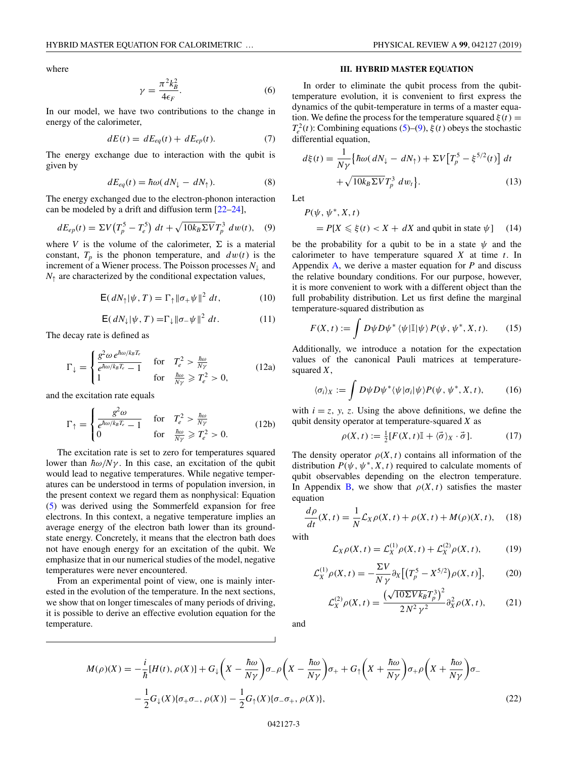where

$$\gamma = \frac{\pi^2 k_B^2}{4\epsilon_F}. \tag{6}$$

In our model, we have two contributions to the change in energy of the calorimeter,

$$dE(t) = dE_{eq}(t) + dE_{ep}(t). \tag{7}$$

The energy exchange due to interaction with the qubit is given by

$$dE_{eq}(t) = \hbar\omega(\,dN_\downarrow - dN_\uparrow). \tag{8}$$

The energy exchanged due to the electron-phonon interaction can be modeled by a drift and diffusion term [22–24],

$$dE_{ep}(t) = \Sigma V\big(T_p^5 - T_e^5\big)\,dt + \sqrt{10 k_B \Sigma V}T_p^3\,dw(t), \tag{9}$$

where $V$ is the volume of the calorimeter, $\Sigma$ is a material constant, $T_p$ is the phonon temperature, and $dw(t)$ is the increment of a Wiener process. The Poisson processes $N_\downarrow$ and $N_\uparrow$ are characterized by the conditional expectation values,

$$\mathsf{E}(\,dN_\uparrow|\psi, T) = \Gamma_\uparrow\|\sigma_+\psi\|^2\,dt, \tag{10}$$

$$\mathsf{E}(\,dN_\downarrow|\psi, T) = \Gamma_\downarrow\|\sigma_-\psi\|^2\,dt. \tag{11}$$

The decay rate is defined as

$$\Gamma_\downarrow = \begin{cases} \dfrac{g^2\omega\, e^{\hbar\omega/k_B T_e}}{e^{\hbar\omega/k_B T_e} - 1} & \text{for} \quad T_e^2 > \frac{\hbar\omega}{N\gamma} \\ 1 & \text{for} \quad \frac{\hbar\omega}{N\gamma} \geqslant T_e^2 > 0, \end{cases} \tag{12a}$$

and the excitation rate equals

$$\Gamma_\uparrow = \begin{cases} \dfrac{g^2\omega}{e^{\hbar\omega/k_B T_e} - 1} & \text{for} \quad T_e^2 > \frac{\hbar\omega}{N\gamma} \\ 0 & \text{for} \quad \frac{\hbar\omega}{N\gamma} \geqslant T_e^2 > 0. \end{cases} \tag{12b}$$

The excitation rate is set to zero for temperatures squared lower than $\hbar\omega/N\gamma$. In this case, an excitation of the qubit would lead to negative temperatures. While negative temperatures can be understood in terms of population inversion, in the present context we regard them as nonphysical: Equation (5) was derived using the Sommerfeld expansion for free electrons. In this context, a negative temperature implies an average energy of the electron bath lower than its ground-state energy. Concretely, it means that the electron bath does not have enough energy for an excitation of the qubit. We emphasize that in our numerical studies of the model, negative temperatures were never encountered.

From an experimental point of view, one is mainly interested in the evolution of the temperature. In the next sections, we show that on longer timescales of many periods of driving, it is possible to derive an effective evolution equation for the temperature.

## III. HYBRID MASTER EQUATION

In order to eliminate the qubit process from the qubit-temperature evolution, it is convenient to first express the dynamics of the qubit-temperature in terms of a master equation. We define the process for the temperature squared $\xi(t) = T_e^2(t)$: Combining equations (5)–(9), $\xi(t)$ obeys the stochastic differential equation,

$$d\xi(t) = \frac{1}{N\gamma}\big\{\hbar\omega(\,dN_\downarrow - dN_\uparrow) + \Sigma V\big[T_p^5 - \xi^{5/2}(t)\big]\,dt + \sqrt{10 k_B \Sigma V}T_p^3\,dw_t\big\}. \tag{13}$$

Let

$$P(\psi, \psi^*, X, t) = P[X \leqslant \xi(t) < X + dX \text{ and qubit in state } \psi] \tag{14}$$

be the probability for a qubit to be in a state $\psi$ and the calorimeter to have temperature squared $X$ at time $t$. In Appendix A, we derive a master equation for $P$ and discuss the relative boundary conditions. For our purpose, however, it is more convenient to work with a different object than the full probability distribution. Let us first define the marginal temperature-squared distribution as

$$F(X, t) := \int D\psi D\psi^*\,\langle\psi|\mathbb{I}|\psi\rangle\,P(\psi, \psi^*, X, t). \tag{15}$$

Additionally, we introduce a notation for the expectation values of the canonical Pauli matrices at temperature-squared $X$,

$$\langle\sigma_i\rangle_X := \int D\psi D\psi^*\langle\psi|\sigma_i|\psi\rangle P(\psi, \psi^*, X, t), \tag{16}$$

with $i = z, y, z$. Using the above definitions, we define the qubit density operator at temperature-squared $X$ as

$$\rho(X, t) := \tfrac{1}{2}[F(X, t)\mathbb{I} + \langle\vec{\sigma}\rangle_X \cdot \vec{\sigma}\,]. \tag{17}$$

The density operator $\rho(X, t)$ contains all information of the distribution $P(\psi, \psi^*, X, t)$ required to calculate moments of qubit observables depending on the electron temperature. In Appendix B, we show that $\rho(X, t)$ satisfies the master equation

$$\frac{d\rho}{dt}(X, t) = \frac{1}{N}\mathcal{L}_X\rho(X, t) + \rho(X, t) + M(\rho)(X, t), \tag{18}$$

with

$$\mathcal{L}_X\rho(X, t) = \mathcal{L}_X^{(1)}\rho(X, t) + \mathcal{L}_X^{(2)}\rho(X, t), \tag{19}$$

$$\mathcal{L}_X^{(1)}\rho(X, t) = -\frac{\Sigma V}{N\gamma}\partial_X\big[\big(T_p^5 - X^{5/2}\big)\rho(X, t)\big], \tag{20}$$

$$\mathcal{L}_X^{(2)}\rho(X, t) = \frac{\big(\sqrt{10\Sigma V k_B}T_p^3\big)^2}{2N^2\gamma^2}\partial_X^2\rho(X, t), \tag{21}$$

and

$$M(\rho)(X) = -\frac{i}{\hbar}[H(t), \rho(X)] + G_\downarrow\Big(X - \frac{\hbar\omega}{N\gamma}\Big)\sigma_-\rho\Big(X - \frac{\hbar\omega}{N\gamma}\Big)\sigma_+ + G_\uparrow\Big(X + \frac{\hbar\omega}{N\gamma}\Big)\sigma_+\rho\Big(X + \frac{\hbar\omega}{N\gamma}\Big)\sigma_- - \frac{1}{2}G_\downarrow(X)\{\sigma_+\sigma_-, \rho(X)\} - \frac{1}{2}G_\uparrow(X)\{\sigma_-\sigma_+, \rho(X)\}, \tag{22}$$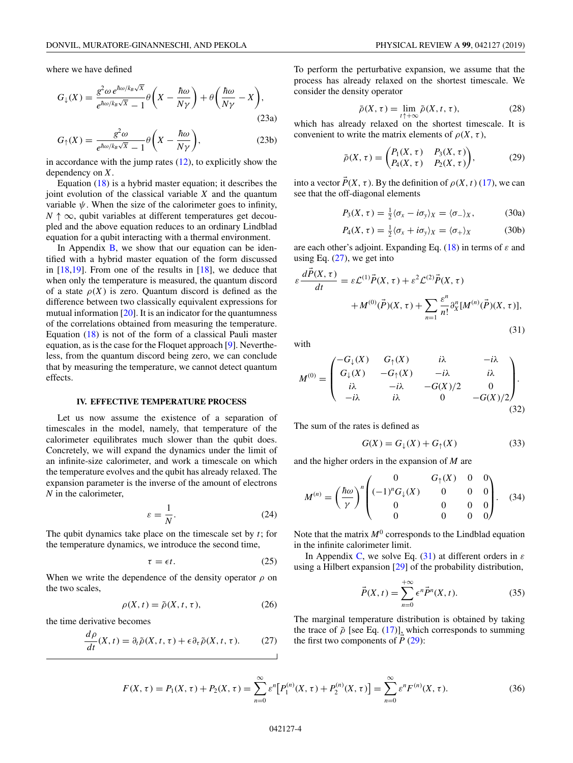where we have defined

$$G_{\downarrow}(X) = \frac{g^2 \omega\, e^{\hbar\omega/k_B\sqrt{X}}}{e^{\hbar\omega/k_B\sqrt{X}} - 1}\theta\left(X - \frac{\hbar\omega}{N\gamma}\right) + \theta\left(\frac{\hbar\omega}{N\gamma} - X\right), \tag{23a}$$

$$G_{\uparrow}(X) = \frac{g^2 \omega}{e^{\hbar\omega/k_B\sqrt{X}} - 1}\theta\left(X - \frac{\hbar\omega}{N\gamma}\right), \tag{23b}$$

in accordance with the jump rates (12), to explicitly show the dependency on $X$.

Equation (18) is a hybrid master equation; it describes the joint evolution of the classical variable $X$ and the quantum variable $\psi$. When the size of the calorimeter goes to infinity, $N \uparrow \infty$, qubit variables at different temperatures get decoupled and the above equation reduces to an ordinary Lindblad equation for a qubit interacting with a thermal environment.

In Appendix B, we show that our equation can be identified with a hybrid master equation of the form discussed in [18,19]. From one of the results in [18], we deduce that when only the temperature is measured, the quantum discord of a state $\rho(X)$ is zero. Quantum discord is defined as the difference between two classically equivalent expressions for mutual information [20]. It is an indicator for the quantumness of the correlations obtained from measuring the temperature. Equation (18) is not of the form of a classical Pauli master equation, as is the case for the Floquet approach [9]. Nevertheless, from the quantum discord being zero, we can conclude that by measuring the temperature, we cannot detect quantum effects.

## IV. EFFECTIVE TEMPERATURE PROCESS

Let us now assume the existence of a separation of timescales in the model, namely, that temperature of the calorimeter equilibrates much slower than the qubit does. Concretely, we will expand the dynamics under the limit of an infinite-size calorimeter, and work a timescale on which the temperature evolves and the qubit has already relaxed. The expansion parameter is the inverse of the amount of electrons $N$ in the calorimeter,

$$\varepsilon = \frac{1}{N}. \tag{24}$$

The qubit dynamics take place on the timescale set by $t$; for the temperature dynamics, we introduce the second time,

$$\tau = \epsilon t. \tag{25}$$

When we write the dependence of the density operator $\rho$ on the two scales,

$$\rho(X, t) = \tilde{\rho}(X, t, \tau), \tag{26}$$

the time derivative becomes

$$\frac{d\rho}{dt}(X, t) = \partial_t \tilde{\rho}(X, t, \tau) + \epsilon\, \partial_\tau \tilde{\rho}(X, t, \tau). \tag{27}$$

To perform the perturbative expansion, we assume that the process has already relaxed on the shortest timescale. We consider the density operator

$$\bar{\rho}(X, \tau) = \lim_{t \uparrow +\infty} \tilde{\rho}(X, t, \tau), \tag{28}$$

which has already relaxed on the shortest timescale. It is convenient to write the matrix elements of $\rho(X, \tau)$,

$$\bar{\rho}(X, \tau) = \begin{pmatrix} P_1(X, \tau) & P_3(X, \tau) \\ P_4(X, \tau) & P_2(X, \tau) \end{pmatrix}, \tag{29}$$

into a vector $\vec{P}(X, \tau)$. By the definition of $\rho(X, t)$ (17), we can see that the off-diagonal elements

$$P_3(X, \tau) = \tfrac{1}{2}\langle \sigma_x - i\sigma_y \rangle_X = \langle \sigma_- \rangle_X, \tag{30a}$$

$$P_4(X, \tau) = \tfrac{1}{2}\langle \sigma_x + i\sigma_y \rangle_X = \langle \sigma_+ \rangle_X \tag{30b}$$

are each other's adjoint. Expanding Eq. (18) in terms of $\varepsilon$ and using Eq. (27), we get into

$$\varepsilon \frac{d\vec{P}(X, \tau)}{dt} = \varepsilon \mathcal{L}^{(1)} \vec{P}(X, \tau) + \varepsilon^2 \mathcal{L}^{(2)} \vec{P}(X, \tau) + M^{(0)}(\vec{P})(X, \tau) + \sum_{n=1} \frac{\varepsilon^n}{n!} \partial_X^n [M^{(n)}(\vec{P})(X, \tau)], \tag{31}$$

with

$$M^{(0)} = \begin{pmatrix} -G_{\downarrow}(X) & G_{\uparrow}(X) & i\lambda & -i\lambda \\ G_{\downarrow}(X) & -G_{\uparrow}(X) & -i\lambda & i\lambda \\ i\lambda & -i\lambda & -G(X)/2 & 0 \\ -i\lambda & i\lambda & 0 & -G(X)/2 \end{pmatrix}. \tag{32}$$

The sum of the rates is defined as

$$G(X) = G_{\downarrow}(X) + G_{\uparrow}(X) \tag{33}$$

and the higher orders in the expansion of $M$ are

$$M^{(n)} = \left(\frac{\hbar\omega}{\gamma}\right)^n \begin{pmatrix} 0 & G_{\uparrow}(X) & 0 & 0 \\ (-1)^n G_{\downarrow}(X) & 0 & 0 & 0 \\ 0 & 0 & 0 & 0 \\ 0 & 0 & 0 & 0 \end{pmatrix}. \tag{34}$$

Note that the matrix $M^0$ corresponds to the Lindblad equation in the infinite calorimeter limit.

In Appendix C, we solve Eq. (31) at different orders in $\varepsilon$ using a Hilbert expansion [29] of the probability distribution,

$$\vec{P}(X, t) = \sum_{n=0}^{+\infty} \epsilon^n \vec{P}^n(X, t). \tag{35}$$

The marginal temperature distribution is obtained by taking the trace of $\bar{\rho}$ [see Eq. (17)], which corresponds to summing the first two components of $\vec{P}$ (29):

$$F(X, \tau) = P_1(X, \tau) + P_2(X, \tau) = \sum_{n=0}^{\infty} \varepsilon^n \big[P_1^{(n)}(X, \tau) + P_2^{(n)}(X, \tau)\big] = \sum_{n=0}^{\infty} \varepsilon^n F^{(n)}(X, \tau). \tag{36}$$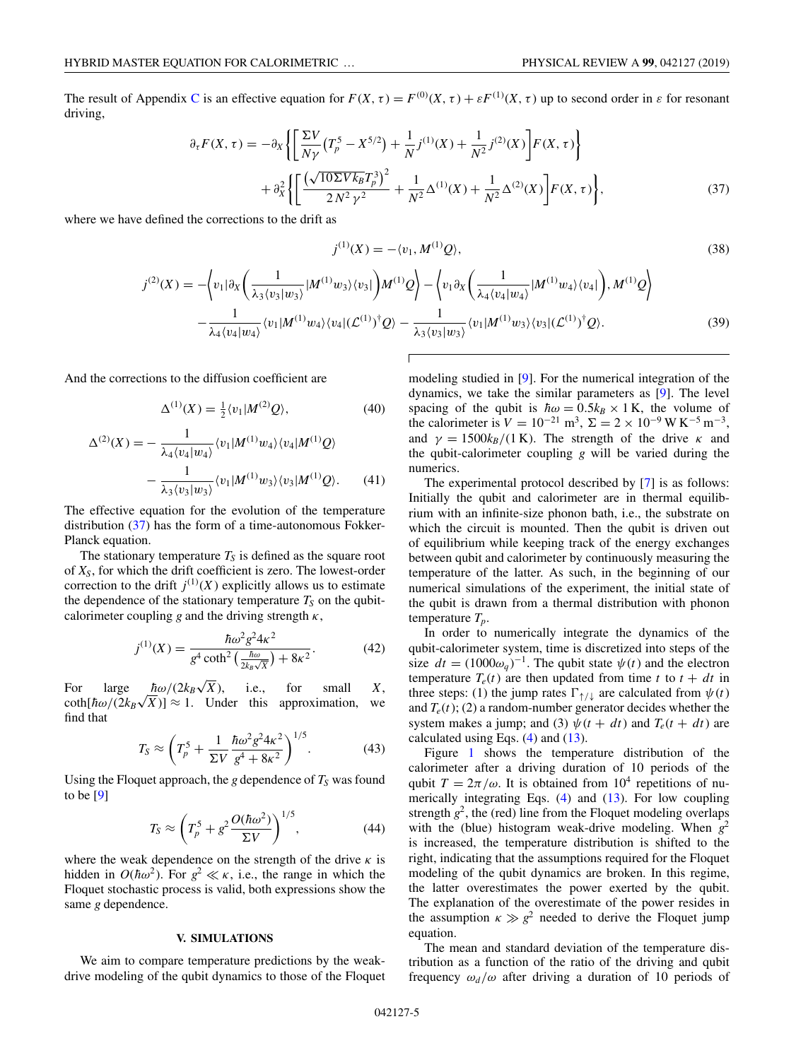The result of Appendix C is an effective equation for $F(X,\tau) = F^{(0)}(X,\tau) + \varepsilon F^{(1)}(X,\tau)$ up to second order in $\varepsilon$ for resonant driving,

$$\partial_\tau F(X,\tau) = -\partial_X\left\{\left[\frac{\Sigma V}{N\gamma}\left(T_p^5 - X^{5/2}\right) + \frac{1}{N}j^{(1)}(X) + \frac{1}{N^2}j^{(2)}(X)\right]F(X,\tau)\right\} + \partial_X^2\left\{\left[\frac{\left(\sqrt{10\Sigma V k_B}T_p^3\right)^2}{2N^2\gamma^2} + \frac{1}{N^2}\Delta^{(1)}(X) + \frac{1}{N^2}\Delta^{(2)}(X)\right]F(X,\tau)\right\}, \tag{37}$$

where we have defined the corrections to the drift as

$$j^{(1)}(X) = -\langle v_1, M^{(1)}Q\rangle, \tag{38}$$

$$j^{(2)}(X) = -\left\langle v_1\middle|\partial_X\left(\frac{1}{\lambda_3\langle v_3|w_3\rangle}|M^{(1)}w_3\rangle\langle v_3|\right)M^{(1)}Q\right\rangle - \left\langle v_1\partial_X\left(\frac{1}{\lambda_4\langle v_4|w_4\rangle}|M^{(1)}w_4\rangle\langle v_4|\right), M^{(1)}Q\right\rangle - \frac{1}{\lambda_4\langle v_4|w_4\rangle}\langle v_1|M^{(1)}w_4\rangle\langle v_4|(\mathcal{L}^{(1)})^\dagger Q\rangle - \frac{1}{\lambda_3\langle v_3|w_3\rangle}\langle v_1|M^{(1)}w_3\rangle\langle v_3|(\mathcal{L}^{(1)})^\dagger Q\rangle. \tag{39}$$

And the corrections to the diffusion coefficient are

$$\Delta^{(1)}(X) = \tfrac{1}{2}\langle v_1|M^{(2)}Q\rangle, \tag{40}$$

$$\Delta^{(2)}(X) = -\frac{1}{\lambda_4\langle v_4|w_4\rangle}\langle v_1|M^{(1)}w_4\rangle\langle v_4|M^{(1)}Q\rangle - \frac{1}{\lambda_3\langle v_3|w_3\rangle}\langle v_1|M^{(1)}w_3\rangle\langle v_3|M^{(1)}Q\rangle. \tag{41}$$

The effective equation for the evolution of the temperature distribution (37) has the form of a time-autonomous Fokker-Planck equation.

The stationary temperature $T_S$ is defined as the square root of $X_S$, for which the drift coefficient is zero. The lowest-order correction to the drift $j^{(1)}(X)$ explicitly allows us to estimate the dependence of the stationary temperature $T_S$ on the qubit-calorimeter coupling $g$ and the driving strength $\kappa$,

$$j^{(1)}(X) = \frac{\hbar\omega^2 g^2 4\kappa^2}{g^4\coth^2\left(\frac{\hbar\omega}{2k_B\sqrt{X}}\right) + 8\kappa^2}. \tag{42}$$

For large $\hbar\omega/(2k_B\sqrt{X})$, i.e., for small $X$, $\coth[\hbar\omega/(2k_B\sqrt{X})] \approx 1$. Under this approximation, we find that

$$T_S \approx \left(T_p^5 + \frac{1}{\Sigma V}\frac{\hbar\omega^2 g^2 4\kappa^2}{g^4 + 8\kappa^2}\right)^{1/5}. \tag{43}$$

Using the Floquet approach, the $g$ dependence of $T_S$ was found to be [9]

$$T_S \approx \left(T_p^5 + g^2\frac{O(\hbar\omega^2)}{\Sigma V}\right)^{1/5}, \tag{44}$$

where the weak dependence on the strength of the drive $\kappa$ is hidden in $O(\hbar\omega^2)$. For $g^2 \ll \kappa$, i.e., the range in which the Floquet stochastic process is valid, both expressions show the same $g$ dependence.

## V. SIMULATIONS

We aim to compare temperature predictions by the weak-drive modeling of the qubit dynamics to those of the Floquet modeling studied in [9]. For the numerical integration of the dynamics, we take the similar parameters as [9]. The level spacing of the qubit is $\hbar\omega = 0.5k_B \times 1\,\text{K}$, the volume of the calorimeter is $V = 10^{-21}\,\text{m}^3$, $\Sigma = 2\times 10^{-9}\,\text{W}\,\text{K}^{-5}\,\text{m}^{-3}$, and $\gamma = 1500k_B/(1\,\text{K})$. The strength of the drive $\kappa$ and the qubit-calorimeter coupling $g$ will be varied during the numerics.

The experimental protocol described by [7] is as follows: Initially the qubit and calorimeter are in thermal equilibrium with an infinite-size phonon bath, i.e., the substrate on which the circuit is mounted. Then the qubit is driven out of equilibrium while keeping track of the energy exchanges between qubit and calorimeter by continuously measuring the temperature of the latter. As such, in the beginning of our numerical simulations of the experiment, the initial state of the qubit is drawn from a thermal distribution with phonon temperature $T_p$.

In order to numerically integrate the dynamics of the qubit-calorimeter system, time is discretized into steps of the size $dt = (1000\omega_q)^{-1}$. The qubit state $\psi(t)$ and the electron temperature $T_e(t)$ are then updated from time $t$ to $t + dt$ in three steps: (1) the jump rates $\Gamma_{\uparrow/\downarrow}$ are calculated from $\psi(t)$ and $T_e(t)$; (2) a random-number generator decides whether the system makes a jump; and (3) $\psi(t + dt)$ and $T_e(t + dt)$ are calculated using Eqs. (4) and (13).

Figure 1 shows the temperature distribution of the calorimeter after a driving duration of 10 periods of the qubit $T = 2\pi/\omega$. It is obtained from $10^4$ repetitions of numerically integrating Eqs. (4) and (13). For low coupling strength $g^2$, the (red) line from the Floquet modeling overlaps with the (blue) histogram weak-drive modeling. When $g^2$ is increased, the temperature distribution is shifted to the right, indicating that the assumptions required for the Floquet modeling of the qubit dynamics are broken. In this regime, the latter overestimates the power exerted by the qubit. The explanation of the overestimate of the power resides in the assumption $\kappa \gg g^2$ needed to derive the Floquet jump equation.

The mean and standard deviation of the temperature distribution as a function of the ratio of the driving and qubit frequency $\omega_d/\omega$ after driving a duration of 10 periods of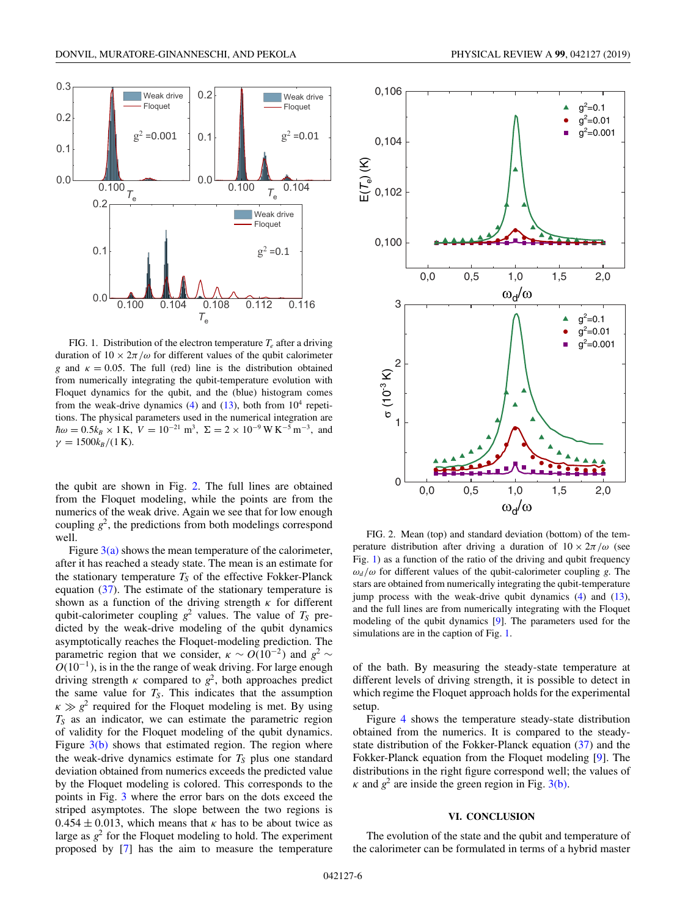FIG. 1. Distribution of the electron temperature $T_e$ after a driving duration of $10 \times 2\pi/\omega$ for different values of the qubit calorimeter $g$ and $\kappa = 0.05$. The full (red) line is the distribution obtained from numerically integrating the qubit-temperature evolution with Floquet dynamics for the qubit, and the (blue) histogram comes from the weak-drive dynamics (4) and (13), both from $10^4$ repetitions. The physical parameters used in the numerical integration are $\hbar\omega = 0.5 k_B \times 1\,\text{K}$, $V = 10^{-21}\ \text{m}^3$, $\Sigma = 2 \times 10^{-9}\,\text{W}\,\text{K}^{-5}\,\text{m}^{-3}$, and $\gamma = 1500 k_B/(1\,\text{K})$.

the qubit are shown in Fig. 2. The full lines are obtained from the Floquet modeling, while the points are from the numerics of the weak drive. Again we see that for low enough coupling $g^2$, the predictions from both modelings correspond well.

Figure 3(a) shows the mean temperature of the calorimeter, after it has reached a steady state. The mean is an estimate for the stationary temperature $T_S$ of the effective Fokker-Planck equation (37). The estimate of the stationary temperature is shown as a function of the driving strength $\kappa$ for different qubit-calorimeter coupling $g^2$ values. The value of $T_S$ predicted by the weak-drive modeling of the qubit dynamics asymptotically reaches the Floquet-modeling prediction. The parametric region that we consider, $\kappa \sim O(10^{-2})$ and $g^2 \sim O(10^{-1})$, is in the the range of weak driving. For large enough driving strength $\kappa$ compared to $g^2$, both approaches predict the same value for $T_S$. This indicates that the assumption $\kappa \gg g^2$ required for the Floquet modeling is met. By using $T_S$ as an indicator, we can estimate the parametric region of validity for the Floquet modeling of the qubit dynamics. Figure 3(b) shows that estimated region. The region where the weak-drive dynamics estimate for $T_S$ plus one standard deviation obtained from numerics exceeds the predicted value by the Floquet modeling is colored. This corresponds to the points in Fig. 3 where the error bars on the dots exceed the striped asymptotes. The slope between the two regions is $0.454 \pm 0.013$, which means that $\kappa$ has to be about twice as large as $g^2$ for the Floquet modeling to hold. The experiment proposed by [7] has the aim to measure the temperature of the bath. By measuring the steady-state temperature at different levels of driving strength, it is possible to detect in which regime the Floquet approach holds for the experimental setup.

FIG. 2. Mean (top) and standard deviation (bottom) of the temperature distribution after driving a duration of $10 \times 2\pi/\omega$ (see Fig. 1) as a function of the ratio of the driving and qubit frequency $\omega_d/\omega$ for different values of the qubit-calorimeter coupling $g$. The stars are obtained from numerically integrating the qubit-temperature jump process with the weak-drive qubit dynamics (4) and (13), and the full lines are from numerically integrating with the Floquet modeling of the qubit dynamics [9]. The parameters used for the simulations are in the caption of Fig. 1.

Figure 4 shows the temperature steady-state distribution obtained from the numerics. It is compared to the steady-state distribution of the Fokker-Planck equation (37) and the Fokker-Planck equation from the Floquet modeling [9]. The distributions in the right figure correspond well; the values of $\kappa$ and $g^2$ are inside the green region in Fig. 3(b).

## VI. CONCLUSION

The evolution of the state and the qubit and temperature of the calorimeter can be formulated in terms of a hybrid master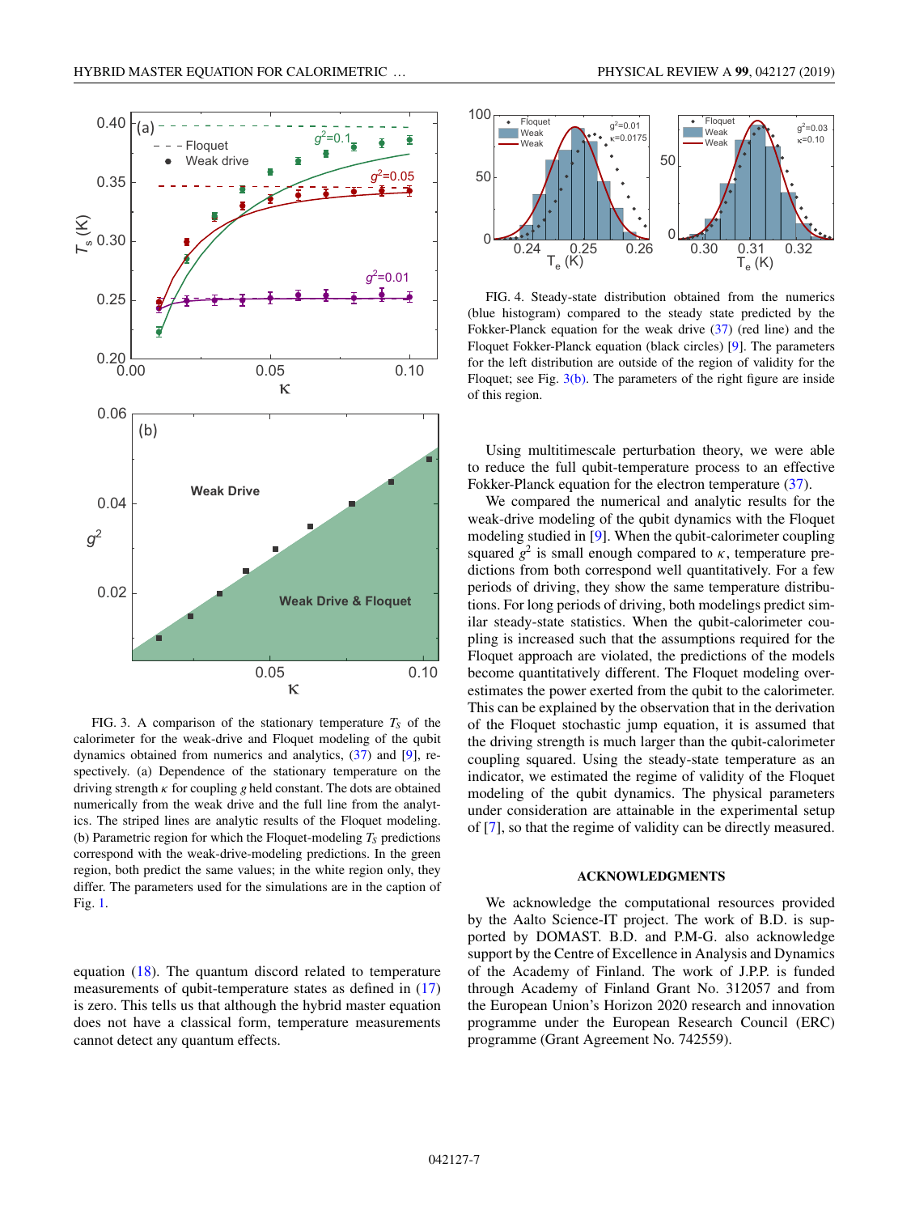FIG. 3. A comparison of the stationary temperature $T_S$ of the calorimeter for the weak-drive and Floquet modeling of the qubit dynamics obtained from numerics and analytics, (37) and [9], respectively. (a) Dependence of the stationary temperature on the driving strength $\kappa$ for coupling $g$ held constant. The dots are obtained numerically from the weak drive and the full line from the analytics. The striped lines are analytic results of the Floquet modeling. (b) Parametric region for which the Floquet-modeling $T_S$ predictions correspond with the weak-drive-modeling predictions. In the green region, both predict the same values; in the white region only, they differ. The parameters used for the simulations are in the caption of Fig. 1.

equation (18). The quantum discord related to temperature measurements of qubit-temperature states as defined in (17) is zero. This tells us that although the hybrid master equation does not have a classical form, temperature measurements cannot detect any quantum effects.

FIG. 4. Steady-state distribution obtained from the numerics (blue histogram) compared to the steady state predicted by the Fokker-Planck equation for the weak drive (37) (red line) and the Floquet Fokker-Planck equation (black circles) [9]. The parameters for the left distribution are outside of the region of validity for the Floquet; see Fig. 3(b). The parameters of the right figure are inside of this region.

Using multitimescale perturbation theory, we were able to reduce the full qubit-temperature process to an effective Fokker-Planck equation for the electron temperature (37).

We compared the numerical and analytic results for the weak-drive modeling of the qubit dynamics with the Floquet modeling studied in [9]. When the qubit-calorimeter coupling squared $g^2$ is small enough compared to $\kappa$, temperature predictions from both correspond well quantitatively. For a few periods of driving, they show the same temperature distributions. For long periods of driving, both modelings predict similar steady-state statistics. When the qubit-calorimeter coupling is increased such that the assumptions required for the Floquet approach are violated, the predictions of the models become quantitatively different. The Floquet modeling overestimates the power exerted from the qubit to the calorimeter. This can be explained by the observation that in the derivation of the Floquet stochastic jump equation, it is assumed that the driving strength is much larger than the qubit-calorimeter coupling squared. Using the steady-state temperature as an indicator, we estimated the regime of validity of the Floquet modeling of the qubit dynamics. The physical parameters under consideration are attainable in the experimental setup of [7], so that the regime of validity can be directly measured.

## ACKNOWLEDGMENTS

We acknowledge the computational resources provided by the Aalto Science-IT project. The work of B.D. is supported by DOMAST. B.D. and P.M-G. also acknowledge support by the Centre of Excellence in Analysis and Dynamics of the Academy of Finland. The work of J.P.P. is funded through Academy of Finland Grant No. 312057 and from the European Union's Horizon 2020 research and innovation programme under the European Research Council (ERC) programme (Grant Agreement No. 742559).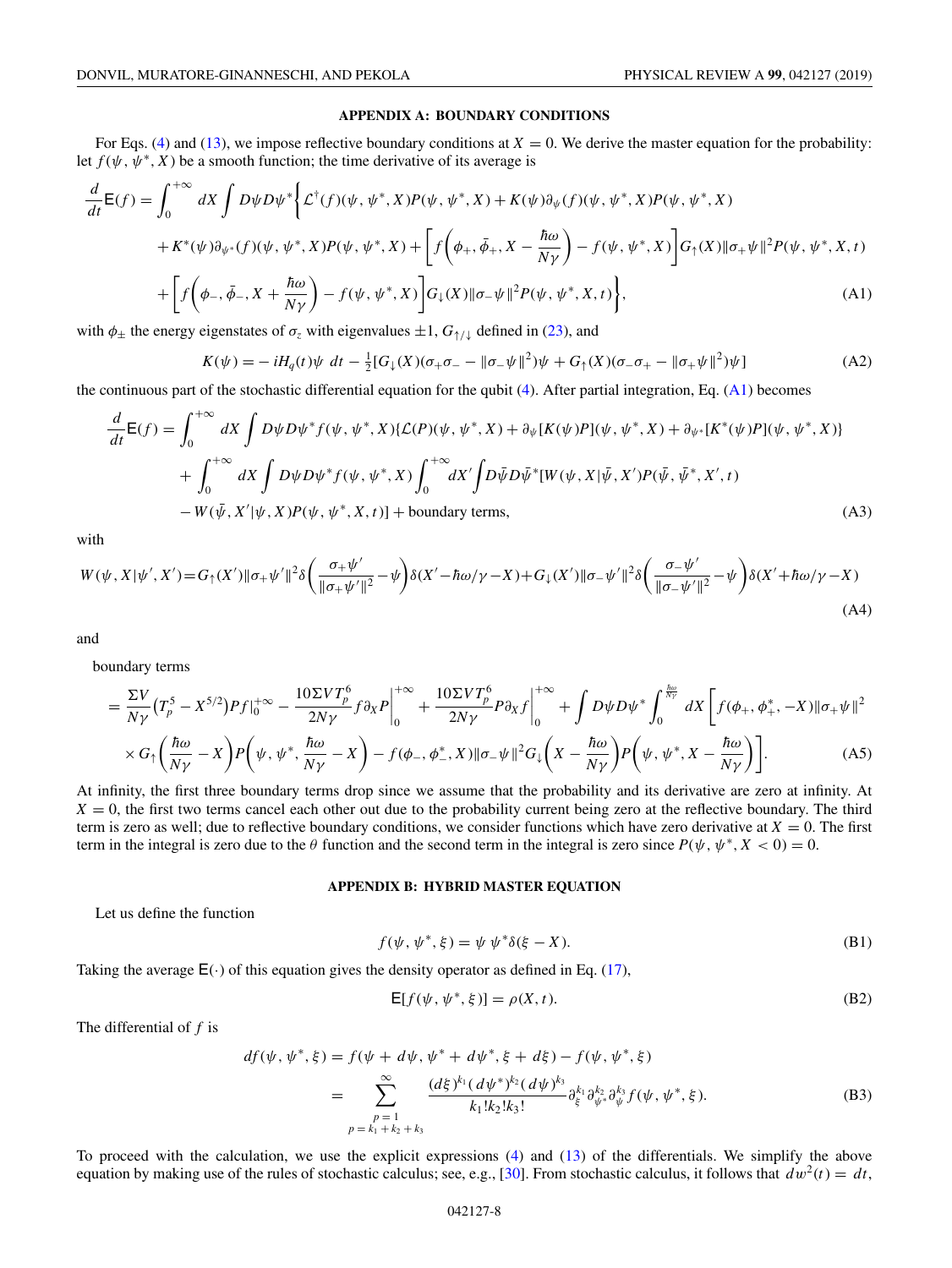## APPENDIX A: BOUNDARY CONDITIONS

For Eqs. (4) and (13), we impose reflective boundary conditions at $X = 0$. We derive the master equation for the probability: let $f(\psi, \psi^*, X)$ be a smooth function; the time derivative of its average is

$$
\begin{aligned}
\frac{d}{dt}\mathsf{E}(f) = \int_0^{+\infty} dX \int D\psi D\psi^* \bigg\{ & \mathcal{L}^\dagger(f)(\psi, \psi^*, X)P(\psi, \psi^*, X) + K(\psi)\partial_\psi(f)(\psi, \psi^*, X)P(\psi, \psi^*, X) \\
& + K^*(\psi)\partial_{\psi^*}(f)(\psi, \psi^*, X)P(\psi, \psi^*, X) + \left[ f\left(\phi_+, \bar{\phi}_+, X - \frac{\hbar\omega}{N\gamma}\right) - f(\psi, \psi^*, X)\right] G_\uparrow(X)\|\sigma_+\psi\|^2 P(\psi, \psi^*, X, t) \\
& + \left[ f\left(\phi_-, \bar{\phi}_-, X + \frac{\hbar\omega}{N\gamma}\right) - f(\psi, \psi^*, X)\right] G_\downarrow(X)\|\sigma_-\psi\|^2 P(\psi, \psi^*, X, t) \bigg\},
\end{aligned} \tag{A1}
$$

with $\phi_\pm$ the energy eigenstates of $\sigma_z$ with eigenvalues $\pm 1$, $G_{\uparrow/\downarrow}$ defined in (23), and

$$
K(\psi) = -iH_q(t)\psi\, dt - \tfrac{1}{2}[G_\downarrow(X)(\sigma_+\sigma_- - \|\sigma_-\psi\|^2)\psi + G_\uparrow(X)(\sigma_-\sigma_+ - \|\sigma_+\psi\|^2)\psi] \tag{A2}
$$

the continuous part of the stochastic differential equation for the qubit (4). After partial integration, Eq. (A1) becomes

$$
\begin{aligned}
\frac{d}{dt}\mathsf{E}(f) = & \int_0^{+\infty} dX \int D\psi D\psi^* f(\psi, \psi^*, X)\{\mathcal{L}(P)(\psi, \psi^*, X) + \partial_\psi[K(\psi)P](\psi, \psi^*, X) + \partial_{\psi^*}[K^*(\psi)P](\psi, \psi^*, X)\} \\
& + \int_0^{+\infty} dX \int D\psi D\psi^* f(\psi, \psi^*, X) \int_0^{+\infty} dX' \int D\bar{\psi} D\bar{\psi}^* [W(\psi, X|\bar{\psi}, X')P(\bar{\psi}, \bar{\psi}^*, X', t) \\
& - W(\bar{\psi}, X'|\psi, X)P(\psi, \psi^*, X, t)] + \text{boundary terms},
\end{aligned} \tag{A3}
$$

with

$$
W(\psi, X|\psi', X') = G_\uparrow(X')\|\sigma_+\psi'\|^2 \delta\left(\frac{\sigma_+\psi'}{\|\sigma_+\psi'\|^2} - \psi\right)\delta(X' - \hbar\omega/\gamma - X) + G_\downarrow(X')\|\sigma_-\psi'\|^2 \delta\left(\frac{\sigma_-\psi'}{\|\sigma_-\psi'\|^2} - \psi\right)\delta(X' + \hbar\omega/\gamma - X) \tag{A4}
$$

and

boundary terms

$$
\begin{aligned}
= & \frac{\Sigma V}{N\gamma}\left(T_p^5 - X^{5/2}\right)Pf\Big|_0^{+\infty} - \frac{10\Sigma V T_p^6}{2N\gamma} f\partial_X P\bigg|_0^{+\infty} + \frac{10\Sigma V T_p^6}{2N\gamma} P\partial_X f\bigg|_0^{+\infty} + \int D\psi D\psi^* \int_0^{\frac{\hbar\omega}{N\gamma}} dX \bigg[ f(\phi_+, \phi_+^*, -X)\|\sigma_+\psi\|^2 \\
& \times G_\uparrow\left(\frac{\hbar\omega}{N\gamma} - X\right) P\left(\psi, \psi^*, \frac{\hbar\omega}{N\gamma} - X\right) - f(\phi_-, \phi_-^*, X)\|\sigma_-\psi\|^2 G_\downarrow\left(X - \frac{\hbar\omega}{N\gamma}\right) P\left(\psi, \psi^*, X - \frac{\hbar\omega}{N\gamma}\right)\bigg].
\end{aligned} \tag{A5}
$$

At infinity, the first three boundary terms drop since we assume that the probability and its derivative are zero at infinity. At $X = 0$, the first two terms cancel each other out due to the probability current being zero at the reflective boundary. The third term is zero as well; due to reflective boundary conditions, we consider functions which have zero derivative at $X = 0$. The first term in the integral is zero due to the $\theta$ function and the second term in the integral is zero since $P(\psi, \psi^*, X < 0) = 0$.

## APPENDIX B: HYBRID MASTER EQUATION

Let us define the function

$$
f(\psi, \psi^*, \xi) = \psi\,\psi^*\delta(\xi - X). \tag{B1}
$$

Taking the average $\mathsf{E}(\cdot)$ of this equation gives the density operator as defined in Eq. (17),

$$
\mathsf{E}[f(\psi, \psi^*, \xi)] = \rho(X, t). \tag{B2}
$$

The differential of $f$ is

$$
\begin{aligned}
df(\psi, \psi^*, \xi) &= f(\psi + d\psi, \psi^* + d\psi^*, \xi + d\xi) - f(\psi, \psi^*, \xi) \\
&= \sum_{\substack{p=1 \\ p = k_1 + k_2 + k_3}}^{\infty} \frac{(d\xi)^{k_1}(d\psi^*)^{k_2}(d\psi)^{k_3}}{k_1!k_2!k_3!} \partial_\xi^{k_1}\partial_{\psi^*}^{k_2}\partial_\psi^{k_3} f(\psi, \psi^*, \xi).
\end{aligned} \tag{B3}
$$

To proceed with the calculation, we use the explicit expressions (4) and (13) of the differentials. We simplify the above equation by making use of the rules of stochastic calculus; see, e.g., [30]. From stochastic calculus, it follows that $dw^2(t) = dt$,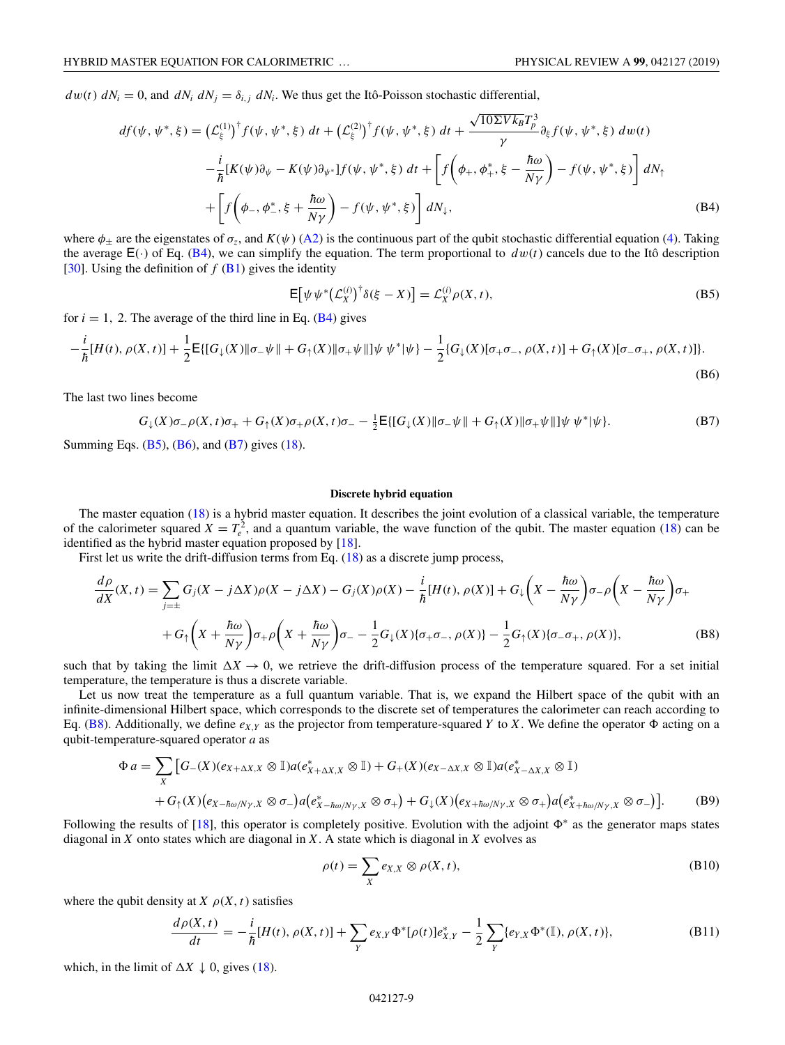$dw(t)\, dN_i = 0$, and $dN_i\, dN_j = \delta_{i,j}\, dN_i$. We thus get the Itô-Poisson stochastic differential,

$$
\begin{aligned}
df(\psi, \psi^*, \xi) = {} & \big(\mathcal{L}_\xi^{(1)}\big)^\dagger f(\psi, \psi^*, \xi)\, dt + \big(\mathcal{L}_\xi^{(2)}\big)^\dagger f(\psi, \psi^*, \xi)\, dt + \frac{\sqrt{10\Sigma V k_B}T_p^3}{\gamma}\partial_\xi f(\psi, \psi^*, \xi)\, dw(t) \\
& -\frac{i}{\hbar}[K(\psi)\partial_\psi - K(\psi)\partial_{\psi^*}]f(\psi, \psi^*, \xi)\, dt + \left[f\left(\phi_+, \phi_+^*, \xi - \frac{\hbar\omega}{N\gamma}\right) - f(\psi, \psi^*, \xi)\right] dN_\uparrow \\
& + \left[f\left(\phi_-, \phi_-^*, \xi + \frac{\hbar\omega}{N\gamma}\right) - f(\psi, \psi^*, \xi)\right] dN_\downarrow,
\end{aligned}
\tag{B4}
$$

where $\phi_\pm$ are the eigenstates of $\sigma_z$, and $K(\psi)$ (A2) is the continuous part of the qubit stochastic differential equation (4). Taking the average $\mathsf{E}(\cdot)$ of Eq. (B4), we can simplify the equation. The term proportional to $dw(t)$ cancels due to the Itô description [30]. Using the definition of $f$ (B1) gives the identity

$$
\mathsf{E}\big[\psi\psi^*\big(\mathcal{L}_X^{(i)}\big)^\dagger \delta(\xi - X)\big] = \mathcal{L}_X^{(i)}\rho(X, t),
\tag{B5}
$$

for $i = 1,\ 2$. The average of the third line in Eq. (B4) gives

$$
-\frac{i}{\hbar}[H(t), \rho(X, t)] + \frac{1}{2}\mathsf{E}\{[G_\downarrow(X)\|\sigma_-\psi\| + G_\uparrow(X)\|\sigma_+\psi\|]\psi\ \psi^*|\psi\} - \frac{1}{2}\{G_\downarrow(X)[\sigma_+\sigma_-, \rho(X, t)] + G_\uparrow(X)[\sigma_-\sigma_+, \rho(X, t)]\}.
\tag{B6}
$$

The last two lines become

$$
G_\downarrow(X)\sigma_-\rho(X, t)\sigma_+ + G_\uparrow(X)\sigma_+\rho(X, t)\sigma_- - \tfrac{1}{2}\mathsf{E}\{[G_\downarrow(X)\|\sigma_-\psi\| + G_\uparrow(X)\|\sigma_+\psi\|]\psi\ \psi^*|\psi\}.
\tag{B7}
$$

Summing Eqs. (B5), (B6), and (B7) gives (18).

### Discrete hybrid equation

The master equation (18) is a hybrid master equation. It describes the joint evolution of a classical variable, the temperature of the calorimeter squared $X = T_e^2$, and a quantum variable, the wave function of the qubit. The master equation (18) can be identified as the hybrid master equation proposed by [18].

First let us write the drift-diffusion terms from Eq. (18) as a discrete jump process,

$$
\begin{aligned}
\frac{d\rho}{dX}(X, t) = {} & \sum_{j=\pm} G_j(X - j\Delta X)\rho(X - j\Delta X) - G_j(X)\rho(X) - \frac{i}{\hbar}[H(t), \rho(X)] + G_\downarrow\left(X - \frac{\hbar\omega}{N\gamma}\right)\sigma_-\rho\left(X - \frac{\hbar\omega}{N\gamma}\right)\sigma_+ \\
& + G_\uparrow\left(X + \frac{\hbar\omega}{N\gamma}\right)\sigma_+\rho\left(X + \frac{\hbar\omega}{N\gamma}\right)\sigma_- - \frac{1}{2}G_\downarrow(X)\{\sigma_+\sigma_-, \rho(X)\} - \frac{1}{2}G_\uparrow(X)\{\sigma_-\sigma_+, \rho(X)\},
\end{aligned}
\tag{B8}
$$

such that by taking the limit $\Delta X \to 0$, we retrieve the drift-diffusion process of the temperature squared. For a set initial temperature, the temperature is thus a discrete variable.

Let us now treat the temperature as a full quantum variable. That is, we expand the Hilbert space of the qubit with an infinite-dimensional Hilbert space, which corresponds to the discrete set of temperatures the calorimeter can reach according to Eq. (B8). Additionally, we define $e_{X,Y}$ as the projector from temperature-squared $Y$ to $X$. We define the operator $\Phi$ acting on a qubit-temperature-squared operator $a$ as

$$
\begin{aligned}
\Phi\, a = \sum_X \big[ & G_-(X)(e_{X+\Delta X,X}\otimes\mathbb{I})a(e_{X+\Delta X,X}^*\otimes\mathbb{I}) + G_+(X)(e_{X-\Delta X,X}\otimes\mathbb{I})a(e_{X-\Delta X,X}^*\otimes\mathbb{I}) \\
& + G_\uparrow(X)\big(e_{X-\hbar\omega/N\gamma,X}\otimes\sigma_-\big)a\big(e_{X-\hbar\omega/N\gamma,X}^*\otimes\sigma_+\big) + G_\downarrow(X)\big(e_{X+\hbar\omega/N\gamma,X}\otimes\sigma_+\big)a\big(e_{X+\hbar\omega/N\gamma,X}^*\otimes\sigma_-\big)\big].
\end{aligned}
\tag{B9}
$$

Following the results of [18], this operator is completely positive. Evolution with the adjoint $\Phi^*$ as the generator maps states diagonal in $X$ onto states which are diagonal in $X$. A state which is diagonal in $X$ evolves as

$$
\rho(t) = \sum_X e_{X,X}\otimes\rho(X, t),
\tag{B10}
$$

where the qubit density at $X$ $\rho(X, t)$ satisfies

$$
\frac{d\rho(X, t)}{dt} = -\frac{i}{\hbar}[H(t), \rho(X, t)] + \sum_Y e_{X,Y}\Phi^*[\rho(t)]e_{X,Y}^* - \frac{1}{2}\sum_Y\{e_{Y,X}\Phi^*(\mathbb{I}), \rho(X, t)\},
\tag{B11}
$$

which, in the limit of $\Delta X \downarrow 0$, gives (18).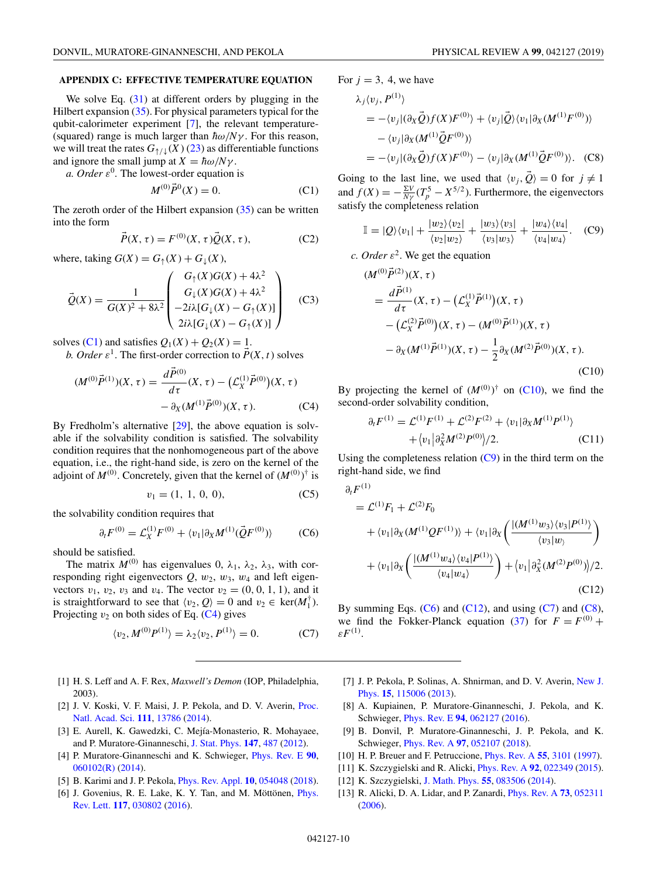## APPENDIX C: EFFECTIVE TEMPERATURE EQUATION

We solve Eq. (31) at different orders by plugging in the Hilbert expansion (35). For physical parameters typical for the qubit-calorimeter experiment [7], the relevant temperature-(squared) range is much larger than $\hbar\omega/N\gamma$. For this reason, we will treat the rates $G_{\uparrow/\downarrow}(X)$ (23) as differentiable functions and ignore the small jump at $X = \hbar\omega/N\gamma$.

*a. Order* $\varepsilon^0$. The lowest-order equation is

$$M^{(0)}\vec{P}^0(X) = 0. \tag{C1}$$

The zeroth order of the Hilbert expansion (35) can be written into the form

$$\vec{P}(X,\tau) = F^{(0)}(X,\tau)\vec{Q}(X,\tau), \tag{C2}$$

where, taking $G(X) = G_\uparrow(X) + G_\downarrow(X)$,

$$\vec{Q}(X) = \frac{1}{G(X)^2 + 8\lambda^2}\begin{pmatrix} G_\uparrow(X)G(X) + 4\lambda^2 \\ G_\downarrow(X)G(X) + 4\lambda^2 \\ -2i\lambda[G_\downarrow(X) - G_\uparrow(X)] \\ 2i\lambda[G_\downarrow(X) - G_\uparrow(X)] \end{pmatrix} \tag{C3}$$

solves (C1) and satisfies $Q_1(X) + Q_2(X) = 1$.

*b. Order* $\varepsilon^1$. The first-order correction to $\vec{P}(X,t)$ solves

$$(M^{(0)}\vec{P}^{(1)})(X,\tau) = \frac{d\vec{P}^{(0)}}{d\tau}(X,\tau) - \left(\mathcal{L}_X^{(1)}\vec{P}^{(0)}\right)(X,\tau) - \partial_X(M^{(1)}\vec{P}^{(0)})(X,\tau). \tag{C4}$$

By Fredholm's alternative [29], the above equation is solvable if the solvability condition is satisfied. The solvability condition requires that the nonhomogeneous part of the above equation, i.e., the right-hand side, is zero on the kernel of the adjoint of $M^{(0)}$. Concretely, given that the kernel of $(M^{(0)})^\dagger$ is

$$v_1 = (1,\ 1,\ 0,\ 0), \tag{C5}$$

the solvability condition requires that

$$\partial_\tau F^{(0)} = \mathcal{L}_X^{(1)}F^{(0)} + \langle v_1|\partial_X M^{(1)}(\vec{Q}F^{(0)})\rangle \tag{C6}$$

should be satisfied.

The matrix $M^{(0)}$ has eigenvalues 0, $\lambda_1$, $\lambda_2$, $\lambda_3$, with corresponding right eigenvectors $Q$, $w_2$, $w_3$, $w_4$ and left eigenvectors $v_1$, $v_2$, $v_3$ and $v_4$. The vector $v_2 = (0, 0, 1, 1)$, and it is straightforward to see that $\langle v_2, Q\rangle = 0$ and $v_2 \in \ker(M_1^\dagger)$. Projecting $v_2$ on both sides of Eq. (C4) gives

$$\langle v_2, M^{(0)}P^{(1)}\rangle = \lambda_2\langle v_2, P^{(1)}\rangle = 0. \tag{C7}$$

For $j = 3,\ 4$, we have

$$\begin{aligned}
\lambda_j\langle v_j, P^{(1)}\rangle &= -\langle v_j|(\partial_X\vec{Q})f(X)F^{(0)}\rangle + \langle v_j|\vec{Q}\rangle\langle v_1|\partial_X(M^{(1)}F^{(0)})\rangle \\
&\quad - \langle v_j|\partial_X(M^{(1)}\vec{Q}F^{(0)})\rangle \\
&= -\langle v_j|(\partial_X\vec{Q})f(X)F^{(0)}\rangle - \langle v_j|\partial_X(M^{(1)}\vec{Q}F^{(0)})\rangle.
\end{aligned} \tag{C8}$$

Going to the last line, we used that $\langle v_j, \vec{Q}\rangle = 0$ for $j \neq 1$ and $f(X) = -\frac{\Sigma V}{N\gamma}(T_p^5 - X^{5/2})$. Furthermore, the eigenvectors satisfy the completeness relation

$$\mathbb{I} = |Q\rangle\langle v_1| + \frac{|w_2\rangle\langle v_2|}{\langle v_2|w_2\rangle} + \frac{|w_3\rangle\langle v_3|}{\langle v_3|w_3\rangle} + \frac{|w_4\rangle\langle v_4|}{\langle v_4|w_4\rangle}. \tag{C9}$$

*c. Order* $\varepsilon^2$. We get the equation

$$\begin{aligned}
(M^{(0)}\vec{P}^{(2)})(X,\tau) &= \frac{d\vec{P}^{(1)}}{d\tau}(X,\tau) - \left(\mathcal{L}_X^{(1)}\vec{P}^{(1)}\right)(X,\tau) \\
&\quad - \left(\mathcal{L}_X^{(2)}\vec{P}^{(0)}\right)(X,\tau) - (M^{(0)}\vec{P}^{(1)})(X,\tau) \\
&\quad - \partial_X(M^{(1)}\vec{P}^{(1)})(X,\tau) - \frac{1}{2}\partial_X(M^{(2)}\vec{P}^{(0)})(X,\tau).
\end{aligned} \tag{C10}$$

By projecting the kernel of $(M^{(0)})^\dagger$ on (C10), we find the second-order solvability condition,

$$\partial_t F^{(1)} = \mathcal{L}^{(1)}F^{(1)} + \mathcal{L}^{(2)}F^{(2)} + \langle v_1|\partial_X M^{(1)}P^{(1)}\rangle + \left\langle v_1\middle|\partial_X^2 M^{(2)}P^{(0)}\right\rangle/2. \tag{C11}$$

Using the completeness relation (C9) in the third term on the right-hand side, we find

$$\begin{aligned}
\partial_t F^{(1)} &= \mathcal{L}^{(1)}F_1 + \mathcal{L}^{(2)}F_0 \\
&\quad + \langle v_1|\partial_X(M^{(1)}QF^{(1)})\rangle + \langle v_1|\partial_X\left(\frac{|(M^{(1)}w_3)\langle v_3|P^{(1)}\rangle}{\langle v_3|w_\rangle}\right) \\
&\quad + \langle v_1|\partial_X\left(\frac{|(M^{(1)}w_4)\langle v_4|P^{(1)}\rangle}{\langle v_4|w_4\rangle}\right) + \left\langle v_1\middle|\partial_X^2(M^{(2)}P^{(0)})\right\rangle/2.
\end{aligned} \tag{C12}$$

By summing Eqs. (C6) and (C12), and using (C7) and (C8), we find the Fokker-Planck equation (37) for $F = F^{(0)} + \varepsilon F^{(1)}$.

---

[1] H. S. Leff and A. F. Rex, *Maxwell's Demon* (IOP, Philadelphia, 2003).

[2] J. V. Koski, V. F. Maisi, J. P. Pekola, and D. V. Averin, Proc. Natl. Acad. Sci. **111**, 13786 (2014).

[3] E. Aurell, K. Gawedzki, C. Mejía-Monasterio, R. Mohayaee, and P. Muratore-Ginanneschi, J. Stat. Phys. **147**, 487 (2012).

[4] P. Muratore-Ginanneschi and K. Schwieger, Phys. Rev. E **90**, 060102(R) (2014).

[5] B. Karimi and J. P. Pekola, Phys. Rev. Appl. **10**, 054048 (2018).

[6] J. Govenius, R. E. Lake, K. Y. Tan, and M. Möttönen, Phys. Rev. Lett. **117**, 030802 (2016).

[7] J. P. Pekola, P. Solinas, A. Shnirman, and D. V. Averin, New J. Phys. **15**, 115006 (2013).

[8] A. Kupiainen, P. Muratore-Ginanneschi, J. Pekola, and K. Schwieger, Phys. Rev. E **94**, 062127 (2016).

[9] B. Donvil, P. Muratore-Ginanneschi, J. P. Pekola, and K. Schwieger, Phys. Rev. A **97**, 052107 (2018).

[10] H. P. Breuer and F. Petruccione, Phys. Rev. A **55**, 3101 (1997).

[11] K. Szczygielski and R. Alicki, Phys. Rev. A **92**, 022349 (2015).

[12] K. Szczygielski, J. Math. Phys. **55**, 083506 (2014).

[13] R. Alicki, D. A. Lidar, and P. Zanardi, Phys. Rev. A **73**, 052311 (2006).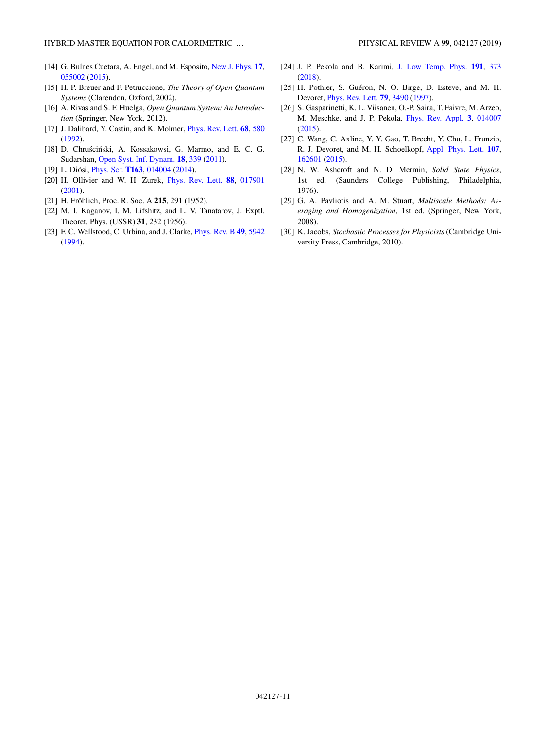[14] G. Bulnes Cuetara, A. Engel, and M. Esposito, New J. Phys. **17**, 055002 (2015).

[15] H. P. Breuer and F. Petruccione, *The Theory of Open Quantum Systems* (Clarendon, Oxford, 2002).

[16] A. Rivas and S. F. Huelga, *Open Quantum System: An Introduction* (Springer, New York, 2012).

[17] J. Dalibard, Y. Castin, and K. Molmer, Phys. Rev. Lett. **68**, 580 (1992).

[18] D. Chruściński, A. Kossakowsi, G. Marmo, and E. C. G. Sudarshan, Open Syst. Inf. Dynam. **18**, 339 (2011).

[19] L. Diósi, Phys. Scr. **T163**, 014004 (2014).

[20] H. Ollivier and W. H. Zurek, Phys. Rev. Lett. **88**, 017901 (2001).

[21] H. Fröhlich, Proc. R. Soc. A **215**, 291 (1952).

[22] M. I. Kaganov, I. M. Lifshitz, and L. V. Tanatarov, J. Exptl. Theoret. Phys. (USSR) **31**, 232 (1956).

[23] F. C. Wellstood, C. Urbina, and J. Clarke, Phys. Rev. B **49**, 5942 (1994).

[24] J. P. Pekola and B. Karimi, J. Low Temp. Phys. **191**, 373 (2018).

[25] H. Pothier, S. Guéron, N. O. Birge, D. Esteve, and M. H. Devoret, Phys. Rev. Lett. **79**, 3490 (1997).

[26] S. Gasparinetti, K. L. Viisanen, O.-P. Saira, T. Faivre, M. Arzeo, M. Meschke, and J. P. Pekola, Phys. Rev. Appl. **3**, 014007 (2015).

[27] C. Wang, C. Axline, Y. Y. Gao, T. Brecht, Y. Chu, L. Frunzio, R. J. Devoret, and M. H. Schoelkopf, Appl. Phys. Lett. **107**, 162601 (2015).

[28] N. W. Ashcroft and N. D. Mermin, *Solid State Physics*, 1st ed. (Saunders College Publishing, Philadelphia, 1976).

[29] G. A. Pavliotis and A. M. Stuart, *Multiscale Methods: Averaging and Homogenization*, 1st ed. (Springer, New York, 2008).

[30] K. Jacobs, *Stochastic Processes for Physicists* (Cambridge University Press, Cambridge, 2010).